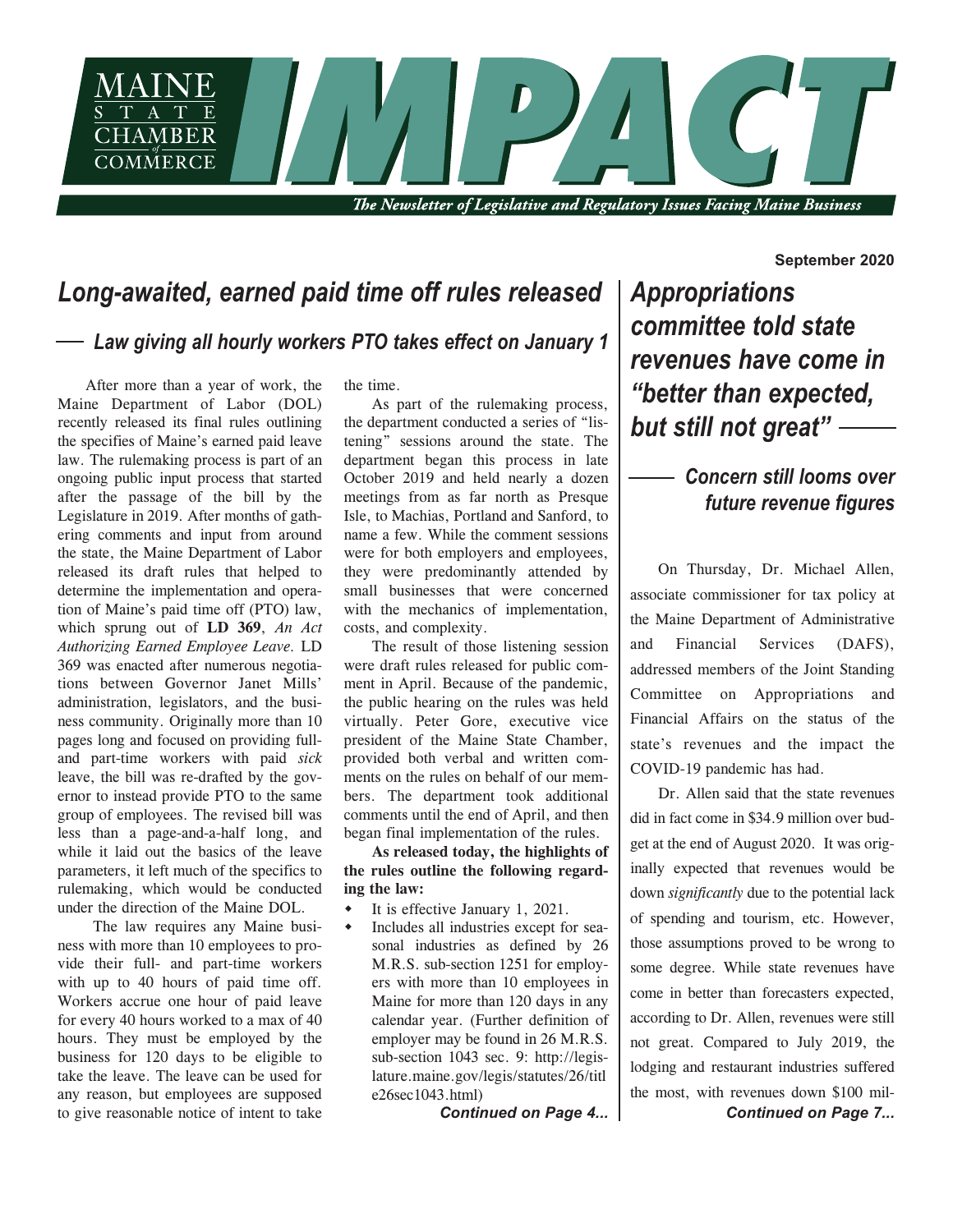# MAINE STATE CHAMBER of COMMERCE IMPACT

*The Newsletter of Legislative and Regulatory Issues Facing Maine Business*

September 2020

## *Long-awaited, earned paid time off rules released*

### *Law giving all hourly workers PTO takes effect on January 1*

After more than a year of work, the Maine Department of Labor (DOL) recently released its final rules outlining the specifics of Maine's earned paid leave law. The rulemaking process is part of an ongoing public input process that started after the passage of the bill by the Legislature in 2019. After months of gathering comments and input from around the state, the Maine Department of Labor released its draft rules that helped to determine the implementation and operation of Maine's paid time off (PTO) law, which sprung out of **LD 369**, *An Act Authorizing Earned Employee Leave*. LD 369 was enacted after numerous negotiations between Governor Janet Mills' administration, legislators, and the business community. Originally more than 10 pages long and focused on providing full- and part-time workers with paid *sick* leave, the bill was re-drafted by the governor to instead provide PTO to the same group of employees. The revised bill was less than a page-and-a-half long, and while it laid out the basics of the leave parameters, it left much of the specifics to rulemaking, which would be conducted under the direction of the Maine DOL.

The law requires any Maine business with more than 10 employees to provide their full- and part-time workers with up to 40 hours of paid time off. Workers accrue one hour of paid leave for every 40 hours worked to a max of 40 hours. They must be employed by the business for 120 days to be eligible to take the leave. The leave can be used for any reason, but employees are supposed to give reasonable notice of intent to take the time.

As part of the rulemaking process, the department conducted a series of "listening" sessions around the state. The department began this process in late October 2019 and held nearly a dozen meetings from as far north as Presque Isle, to Machias, Portland and Sanford, to name a few. While the comment sessions were for both employers and employees, they were predominantly attended by small businesses that were concerned with the mechanics of implementation, costs, and complexity.

The result of those listening session were draft rules released for public comment in April. Because of the pandemic, the public hearing on the rules was held virtually. Peter Gore, executive vice president of the Maine State Chamber, provided both verbal and written comments on the rules on behalf of our members. The department took additional comments until the end of April, and then began final implementation of the rules.

**As released today, the highlights of the rules outline the following regarding the law:**

- It is effective January 1, 2021.
- Includes all industries except for seasonal industries as defined by 26 M.R.S. sub-section 1251 for employers with more than 10 employees in Maine for more than 120 days in any calendar year. (Further definition of employer may be found in 26 M.R.S. sub-section 1043 sec. 9: http://legislature.maine.gov/legis/statutes/26/title26sec1043.html)

***Continued on Page 4...***

## *Appropriations committee told state revenues have come in "better than expected, but still not great"*

### *Concern still looms over future revenue figures*

On Thursday, Dr. Michael Allen, associate commissioner for tax policy at the Maine Department of Administrative and Financial Services (DAFS), addressed members of the Joint Standing Committee on Appropriations and Financial Affairs on the status of the state's revenues and the impact the COVID-19 pandemic has had.

Dr. Allen said that the state revenues did in fact come in $34.9 million over budget at the end of August 2020. It was originally expected that revenues would be down *significantly* due to the potential lack of spending and tourism, etc. However, those assumptions proved to be wrong to some degree. While state revenues have come in better than forecasters expected, according to Dr. Allen, revenues were still not great. Compared to July 2019, the lodging and restaurant industries suffered the most, with revenues down $100 mil-

***Continued on Page 7...***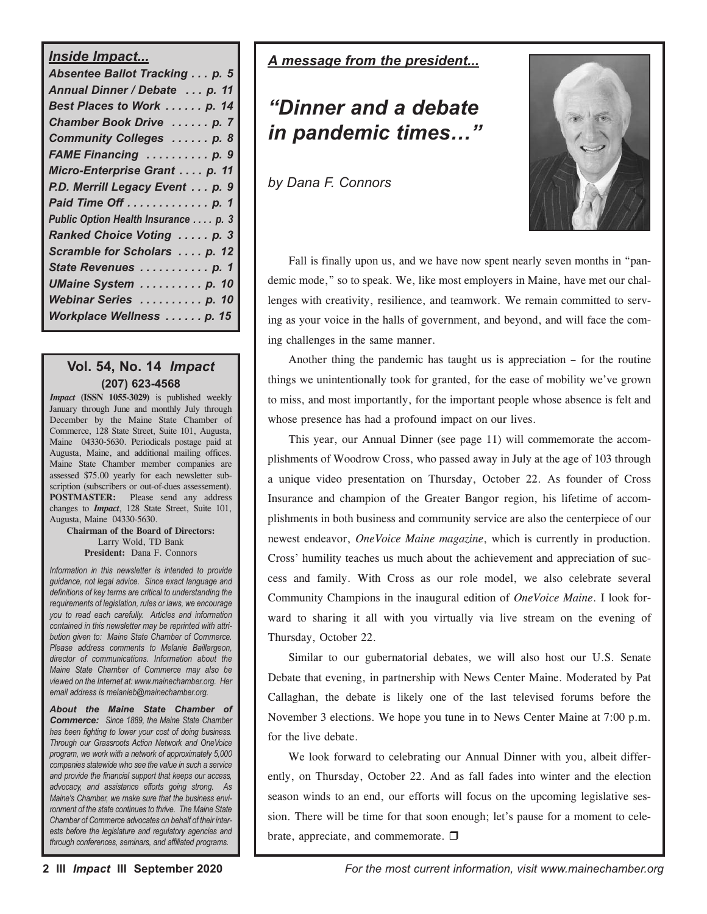## *Inside Impact...*

- *Absentee Ballot Tracking . . . p. 5*
- *Annual Dinner / Debate . . . p. 11*
- *Best Places to Work . . . . . . p. 14*
- *Chamber Book Drive . . . . . . p. 7*
- *Community Colleges . . . . . . p. 8*
- *FAME Financing . . . . . . . . . . p. 9*
- *Micro-Enterprise Grant . . . . p. 11*
- *P.D. Merrill Legacy Event . . . p. 9*
- *Paid Time Off . . . . . . . . . . . . . p. 1*
- *Public Option Health Insurance . . . . p. 3*
- *Ranked Choice Voting . . . . . p. 3*
- *Scramble for Scholars . . . . p. 12*
- *State Revenues . . . . . . . . . . . p. 1*
- *UMaine System . . . . . . . . . . p. 10*
- *Webinar Series . . . . . . . . . . p. 10*
- *Workplace Wellness . . . . . . p. 15*

### Vol. 54, No. 14 *Impact*

**(207) 623-4568**

***Impact* (ISSN 1055-3029)** is published weekly January through June and monthly July through December by the Maine State Chamber of Commerce, 128 State Street, Suite 101, Augusta, Maine 04330-5630. Periodicals postage paid at Augusta, Maine, and additional mailing offices. Maine State Chamber member companies are assessed $75.00 yearly for each newsletter subscription (subscribers or out-of-dues assessement). **POSTMASTER:** Please send any address changes to ***Impact***, 128 State Street, Suite 101, Augusta, Maine 04330-5630.

**Chairman of the Board of Directors:** Larry Wold, TD Bank
**President:** Dana F. Connors

*Information in this newsletter is intended to provide guidance, not legal advice. Since exact language and definitions of key terms are critical to understanding the requirements of legislation, rules or laws, we encourage you to read each carefully. Articles and information contained in this newsletter may be reprinted with attribution given to: Maine State Chamber of Commerce. Please address comments to Melanie Baillargeon, director of communications. Information about the Maine State Chamber of Commerce may also be viewed on the Internet at: www.mainechamber.org. Her email address is melanieb@mainechamber.org.*

***About the Maine State Chamber of Commerce:*** *Since 1889, the Maine State Chamber has been fighting to lower your cost of doing business. Through our Grassroots Action Network and OneVoice program, we work with a network of approximately 5,000 companies statewide who see the value in such a service and provide the financial support that keeps our access, advocacy, and assistance efforts going strong. As Maine's Chamber, we make sure that the business environment of the state continues to thrive. The Maine State Chamber of Commerce advocates on behalf of their interests before the legislature and regulatory agencies and through conferences, seminars, and affiliated programs.*

***A message from the president...***

# *"Dinner and a debate in pandemic times…"*

*by Dana F. Connors*

Fall is finally upon us, and we have now spent nearly seven months in "pandemic mode," so to speak. We, like most employers in Maine, have met our challenges with creativity, resilience, and teamwork. We remain committed to serving as your voice in the halls of government, and beyond, and will face the coming challenges in the same manner.

Another thing the pandemic has taught us is appreciation – for the routine things we unintentionally took for granted, for the ease of mobility we've grown to miss, and most importantly, for the important people whose absence is felt and whose presence has had a profound impact on our lives.

This year, our Annual Dinner (see page 11) will commemorate the accomplishments of Woodrow Cross, who passed away in July at the age of 103 through a unique video presentation on Thursday, October 22. As founder of Cross Insurance and champion of the Greater Bangor region, his lifetime of accomplishments in both business and community service are also the centerpiece of our newest endeavor, *OneVoice Maine magazine*, which is currently in production. Cross' humility teaches us much about the achievement and appreciation of success and family. With Cross as our role model, we also celebrate several Community Champions in the inaugural edition of *OneVoice Maine*. I look forward to sharing it all with you virtually via live stream on the evening of Thursday, October 22.

Similar to our gubernatorial debates, we will also host our U.S. Senate Debate that evening, in partnership with News Center Maine. Moderated by Pat Callaghan, the debate is likely one of the last televised forums before the November 3 elections. We hope you tune in to News Center Maine at 7:00 p.m. for the live debate.

We look forward to celebrating our Annual Dinner with you, albeit differently, on Thursday, October 22. And as fall fades into winter and the election season winds to an end, our efforts will focus on the upcoming legislative session. There will be time for that soon enough; let's pause for a moment to celebrate, appreciate, and commemorate. ❒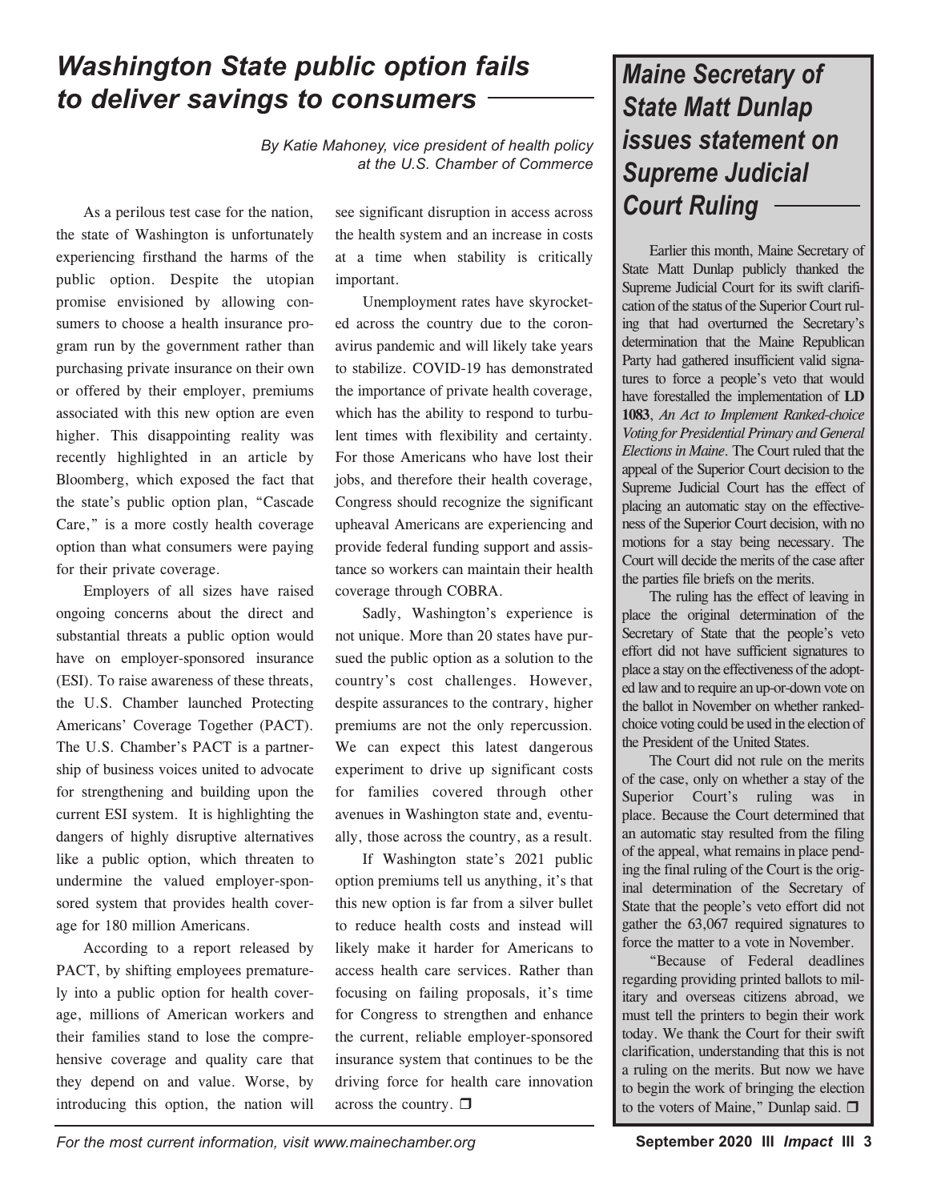## *Washington State public option fails to deliver savings to consumers*

*By Katie Mahoney, vice president of health policy at the U.S. Chamber of Commerce*

As a perilous test case for the nation, the state of Washington is unfortunately experiencing firsthand the harms of the public option. Despite the utopian promise envisioned by allowing consumers to choose a health insurance program run by the government rather than purchasing private insurance on their own or offered by their employer, premiums associated with this new option are even higher. This disappointing reality was recently highlighted in an article by Bloomberg, which exposed the fact that the state's public option plan, "Cascade Care," is a more costly health coverage option than what consumers were paying for their private coverage.

Employers of all sizes have raised ongoing concerns about the direct and substantial threats a public option would have on employer-sponsored insurance (ESI). To raise awareness of these threats, the U.S. Chamber launched Protecting Americans' Coverage Together (PACT). The U.S. Chamber's PACT is a partnership of business voices united to advocate for strengthening and building upon the current ESI system. It is highlighting the dangers of highly disruptive alternatives like a public option, which threaten to undermine the valued employer-sponsored system that provides health coverage for 180 million Americans.

According to a report released by PACT, by shifting employees prematurely into a public option for health coverage, millions of American workers and their families stand to lose the comprehensive coverage and quality care that they depend on and value. Worse, by introducing this option, the nation will see significant disruption in access across the health system and an increase in costs at a time when stability is critically important.

Unemployment rates have skyrocketed across the country due to the coronavirus pandemic and will likely take years to stabilize. COVID-19 has demonstrated the importance of private health coverage, which has the ability to respond to turbulent times with flexibility and certainty. For those Americans who have lost their jobs, and therefore their health coverage, Congress should recognize the significant upheaval Americans are experiencing and provide federal funding support and assistance so workers can maintain their health coverage through COBRA.

Sadly, Washington's experience is not unique. More than 20 states have pursued the public option as a solution to the country's cost challenges. However, despite assurances to the contrary, higher premiums are not the only repercussion. We can expect this latest dangerous experiment to drive up significant costs for families covered through other avenues in Washington state and, eventually, those across the country, as a result.

If Washington state's 2021 public option premiums tell us anything, it's that this new option is far from a silver bullet to reduce health costs and instead will likely make it harder for Americans to access health care services. Rather than focusing on failing proposals, it's time for Congress to strengthen and enhance the current, reliable employer-sponsored insurance system that continues to be the driving force for health care innovation across the country. ❐

## *Maine Secretary of State Matt Dunlap issues statement on Supreme Judicial Court Ruling*

Earlier this month, Maine Secretary of State Matt Dunlap publicly thanked the Supreme Judicial Court for its swift clarification of the status of the Superior Court ruling that had overturned the Secretary's determination that the Maine Republican Party had gathered insufficient valid signatures to force a people's veto that would have forestalled the implementation of **LD 1083**, *An Act to Implement Ranked-choice Voting for Presidential Primary and General Elections in Maine*. The Court ruled that the appeal of the Superior Court decision to the Supreme Judicial Court has the effect of placing an automatic stay on the effectiveness of the Superior Court decision, with no motions for a stay being necessary. The Court will decide the merits of the case after the parties file briefs on the merits.

The ruling has the effect of leaving in place the original determination of the Secretary of State that the people's veto effort did not have sufficient signatures to place a stay on the effectiveness of the adopted law and to require an up-or-down vote on the ballot in November on whether ranked-choice voting could be used in the election of the President of the United States.

The Court did not rule on the merits of the case, only on whether a stay of the Superior Court's ruling was in place. Because the Court determined that an automatic stay resulted from the filing of the appeal, what remains in place pending the final ruling of the Court is the original determination of the Secretary of State that the people's veto effort did not gather the 63,067 required signatures to force the matter to a vote in November.

"Because of Federal deadlines regarding providing printed ballots to military and overseas citizens abroad, we must tell the printers to begin their work today. We thank the Court for their swift clarification, understanding that this is not a ruling on the merits. But now we have to begin the work of bringing the election to the voters of Maine," Dunlap said. ❐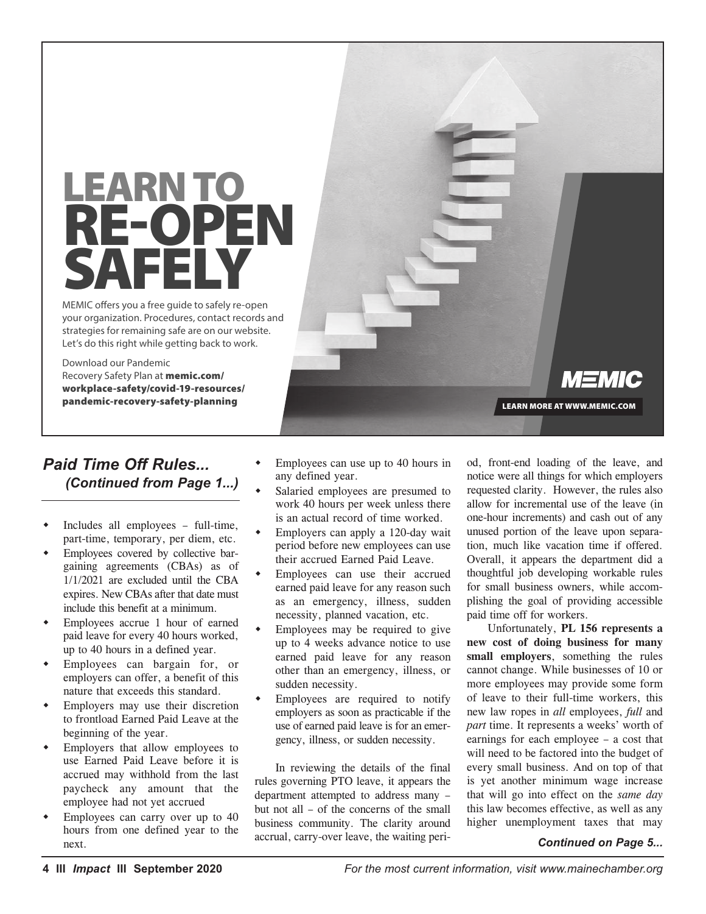# LEARN TO RE-OPEN SAFELY

MEMIC offers you a free guide to safely re-open your organization. Procedures, contact records and strategies for remaining safe are on our website. Let's do this right while getting back to work.

Download our Pandemic Recovery Safety Plan at **memic.com/workplace-safety/covid-19-resources/pandemic-recovery-safety-planning**

MEMIC

LEARN MORE AT WWW.MEMIC.COM

## *Paid Time Off Rules... (Continued from Page 1...)*

- Includes all employees – full-time, part-time, temporary, per diem, etc.
- Employees covered by collective bargaining agreements (CBAs) as of 1/1/2021 are excluded until the CBA expires. New CBAs after that date must include this benefit at a minimum.
- Employees accrue 1 hour of earned paid leave for every 40 hours worked, up to 40 hours in a defined year.
- Employees can bargain for, or employers can offer, a benefit of this nature that exceeds this standard.
- Employers may use their discretion to frontload Earned Paid Leave at the beginning of the year.
- Employers that allow employees to use Earned Paid Leave before it is accrued may withhold from the last paycheck any amount that the employee had not yet accrued
- Employees can carry over up to 40 hours from one defined year to the next.
- Employees can use up to 40 hours in any defined year.
- Salaried employees are presumed to work 40 hours per week unless there is an actual record of time worked.
- Employers can apply a 120-day wait period before new employees can use their accrued Earned Paid Leave.
- Employees can use their accrued earned paid leave for any reason such as an emergency, illness, sudden necessity, planned vacation, etc.
- Employees may be required to give up to 4 weeks advance notice to use earned paid leave for any reason other than an emergency, illness, or sudden necessity.
- Employees are required to notify employers as soon as practicable if the use of earned paid leave is for an emergency, illness, or sudden necessity.

In reviewing the details of the final rules governing PTO leave, it appears the department attempted to address many – but not all – of the concerns of the small business community. The clarity around accrual, carry-over leave, the waiting period, front-end loading of the leave, and notice were all things for which employers requested clarity. However, the rules also allow for incremental use of the leave (in one-hour increments) and cash out of any unused portion of the leave upon separation, much like vacation time if offered. Overall, it appears the department did a thoughtful job developing workable rules for small business owners, while accomplishing the goal of providing accessible paid time off for workers.

Unfortunately, **PL 156 represents a new cost of doing business for many small employers**, something the rules cannot change. While businesses of 10 or more employees may provide some form of leave to their full-time workers, this new law ropes in *all* employees, *full* and *part* time. It represents a weeks' worth of earnings for each employee – a cost that will need to be factored into the budget of every small business. And on top of that is yet another minimum wage increase that will go into effect on the *same day* this law becomes effective, as well as any higher unemployment taxes that may

***Continued on Page 5...***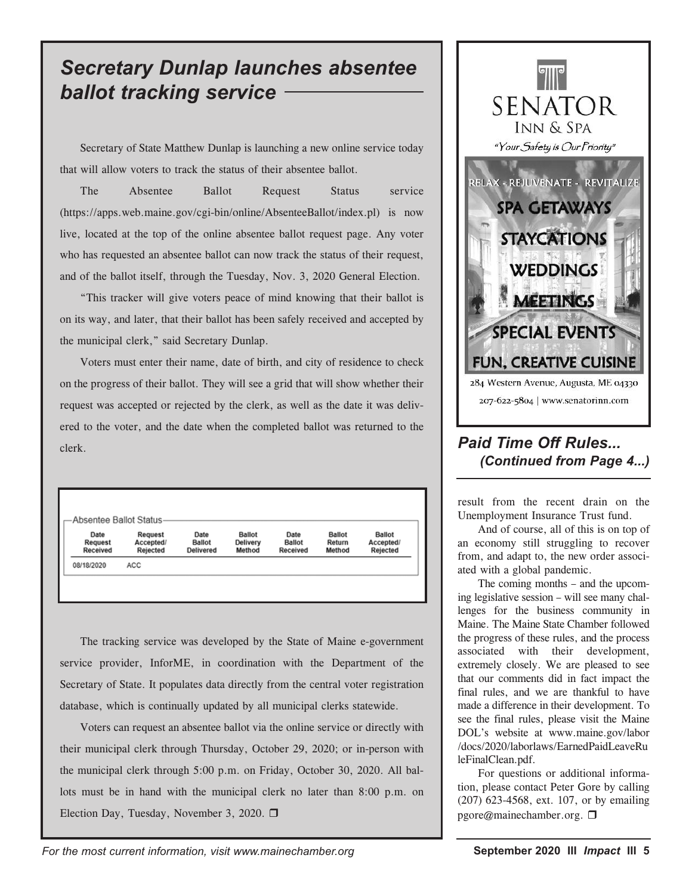## Secretary Dunlap launches absentee ballot tracking service

Secretary of State Matthew Dunlap is launching a new online service today that will allow voters to track the status of their absentee ballot.

The Absentee Ballot Request Status service (https://apps.web.maine.gov/cgi-bin/online/AbsenteeBallot/index.pl) is now live, located at the top of the online absentee ballot request page. Any voter who has requested an absentee ballot can now track the status of their request, and of the ballot itself, through the Tuesday, Nov. 3, 2020 General Election.

"This tracker will give voters peace of mind knowing that their ballot is on its way, and later, that their ballot has been safely received and accepted by the municipal clerk," said Secretary Dunlap.

Voters must enter their name, date of birth, and city of residence to check on the progress of their ballot. They will see a grid that will show whether their request was accepted or rejected by the clerk, as well as the date it was delivered to the voter, and the date when the completed ballot was returned to the clerk.

Absentee Ballot Status

| Date Request Received | Request Accepted/ Rejected | Date Ballot Delivered | Ballot Delivery Method | Date Ballot Received | Ballot Return Method | Ballot Accepted/ Rejected |
|---|---|---|---|---|---|---|
| 08/18/2020 | ACC | | | | | |

The tracking service was developed by the State of Maine e-government service provider, InforME, in coordination with the Department of the Secretary of State. It populates data directly from the central voter registration database, which is continually updated by all municipal clerks statewide.

Voters can request an absentee ballot via the online service or directly with their municipal clerk through Thursday, October 29, 2020; or in-person with the municipal clerk through 5:00 p.m. on Friday, October 30, 2020. All ballots must be in hand with the municipal clerk no later than 8:00 p.m. on Election Day, Tuesday, November 3, 2020. ❒

SENATOR
INN & SPA
"Your Safety is Our Priority"

RELAX - REJUVENATE - REVITALIZE
SPA GETAWAYS
STAYCATIONS
WEDDINGS
MEETINGS
SPECIAL EVENTS
FUN, CREATIVE CUISINE

284 Western Avenue, Augusta, ME 04330
207-622-5804 | www.senatorinn.com

## *Paid Time Off Rules... (Continued from Page 4...)*

result from the recent drain on the Unemployment Insurance Trust fund.

And of course, all of this is on top of an economy still struggling to recover from, and adapt to, the new order associated with a global pandemic.

The coming months – and the upcoming legislative session – will see many challenges for the business community in Maine. The Maine State Chamber followed the progress of these rules, and the process associated with their development, extremely closely. We are pleased to see that our comments did in fact impact the final rules, and we are thankful to have made a difference in their development. To see the final rules, please visit the Maine DOL's website at www.maine.gov/labor/docs/2020/laborlaws/EarnedPaidLeaveRuleFinalClean.pdf.

For questions or additional information, please contact Peter Gore by calling (207) 623-4568, ext. 107, or by emailing pgore@mainechamber.org. ❒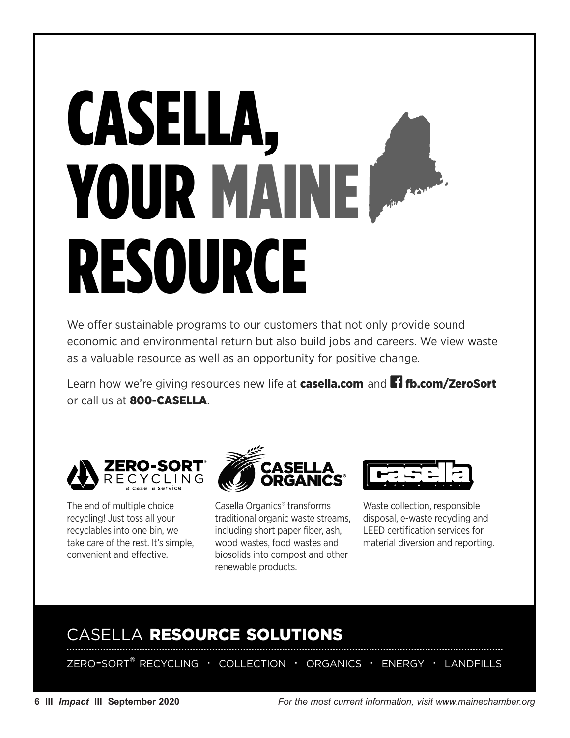# CASELLA, YOUR MAINE RESOURCE

We offer sustainable programs to our customers that not only provide sound economic and environmental return but also build jobs and careers. We view waste as a valuable resource as well as an opportunity for positive change.

Learn how we're giving resources new life at **casella.com** and **fb.com/ZeroSort** or call us at **800-CASELLA**.

**ZERO-SORT® RECYCLING** a casella service

The end of multiple choice recycling! Just toss all your recyclables into one bin, we take care of the rest. It's simple, convenient and effective.

**CASELLA ORGANICS®**

Casella Organics® transforms traditional organic waste streams, including short paper fiber, ash, wood wastes, food wastes and biosolids into compost and other renewable products.

**casella**

Waste collection, responsible disposal, e-waste recycling and LEED certification services for material diversion and reporting.

## CASELLA **RESOURCE SOLUTIONS**

ZERO-SORT® RECYCLING · COLLECTION · ORGANICS · ENERGY · LANDFILLS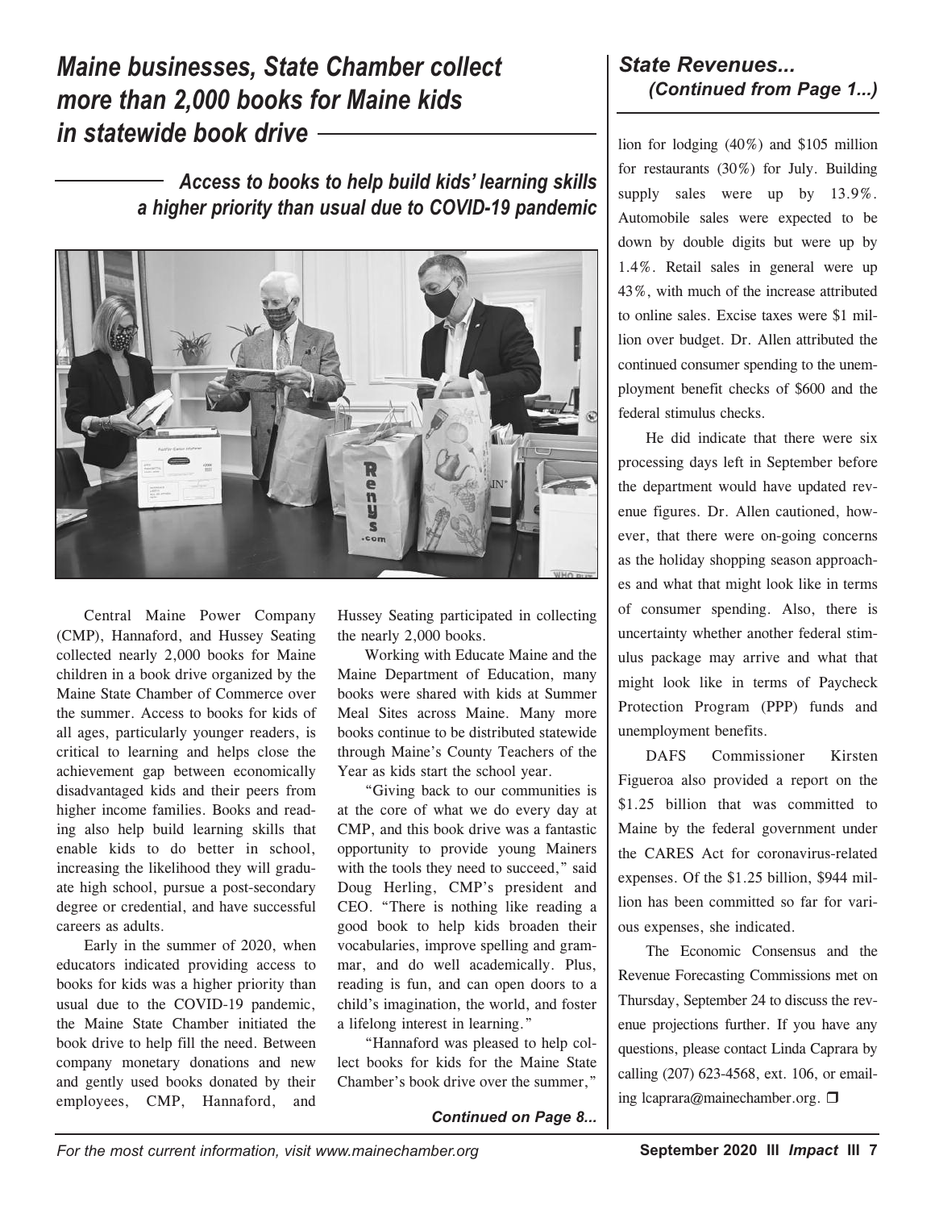## *Maine businesses, State Chamber collect more than 2,000 books for Maine kids in statewide book drive*

### *Access to books to help build kids' learning skills a higher priority than usual due to COVID-19 pandemic*

Central Maine Power Company (CMP), Hannaford, and Hussey Seating collected nearly 2,000 books for Maine children in a book drive organized by the Maine State Chamber of Commerce over the summer. Access to books for kids of all ages, particularly younger readers, is critical to learning and helps close the achievement gap between economically disadvantaged kids and their peers from higher income families. Books and reading also help build learning skills that enable kids to do better in school, increasing the likelihood they will graduate high school, pursue a post-secondary degree or credential, and have successful careers as adults.

Early in the summer of 2020, when educators indicated providing access to books for kids was a higher priority than usual due to the COVID-19 pandemic, the Maine State Chamber initiated the book drive to help fill the need. Between company monetary donations and new and gently used books donated by their employees, CMP, Hannaford, and Hussey Seating participated in collecting the nearly 2,000 books.

Working with Educate Maine and the Maine Department of Education, many books were shared with kids at Summer Meal Sites across Maine. Many more books continue to be distributed statewide through Maine's County Teachers of the Year as kids start the school year.

"Giving back to our communities is at the core of what we do every day at CMP, and this book drive was a fantastic opportunity to provide young Mainers with the tools they need to succeed," said Doug Herling, CMP's president and CEO. "There is nothing like reading a good book to help kids broaden their vocabularies, improve spelling and grammar, and do well academically. Plus, reading is fun, and can open doors to a child's imagination, the world, and foster a lifelong interest in learning."

"Hannaford was pleased to help collect books for kids for the Maine State Chamber's book drive over the summer,"

*Continued on Page 8...*

## *State Revenues... (Continued from Page 1...)*

lion for lodging (40%) and $105 million for restaurants (30%) for July. Building supply sales were up by 13.9%. Automobile sales were expected to be down by double digits but were up by 1.4%. Retail sales in general were up 43%, with much of the increase attributed to online sales. Excise taxes were $1 million over budget. Dr. Allen attributed the continued consumer spending to the unemployment benefit checks of $600 and the federal stimulus checks.

He did indicate that there were six processing days left in September before the department would have updated revenue figures. Dr. Allen cautioned, however, that there were on-going concerns as the holiday shopping season approaches and what that might look like in terms of consumer spending. Also, there is uncertainty whether another federal stimulus package may arrive and what that might look like in terms of Paycheck Protection Program (PPP) funds and unemployment benefits.

DAFS Commissioner Kirsten Figueroa also provided a report on the $1.25 billion that was committed to Maine by the federal government under the CARES Act for coronavirus-related expenses. Of the $1.25 billion, $944 million has been committed so far for various expenses, she indicated.

The Economic Consensus and the Revenue Forecasting Commissions met on Thursday, September 24 to discuss the revenue projections further. If you have any questions, please contact Linda Caprara by calling (207) 623-4568, ext. 106, or emailing lcaprara@mainechamber.org. ❐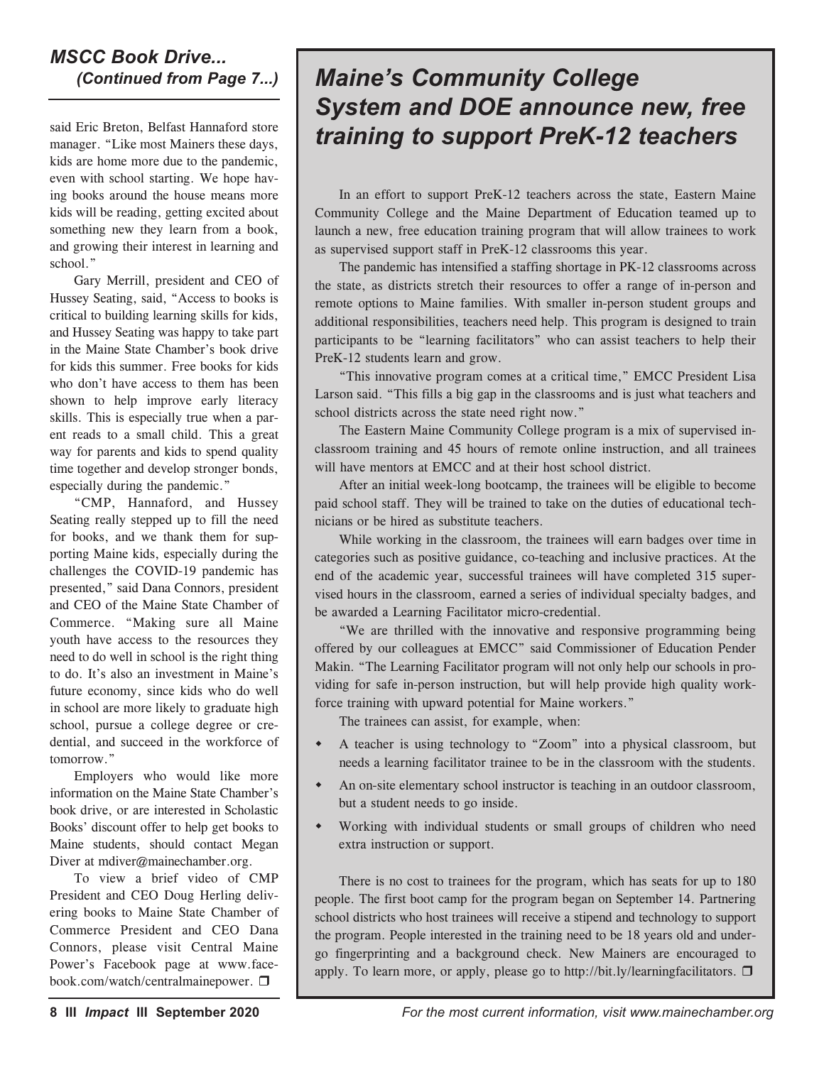### *MSCC Book Drive... (Continued from Page 7...)*

said Eric Breton, Belfast Hannaford store manager. "Like most Mainers these days, kids are home more due to the pandemic, even with school starting. We hope having books around the house means more kids will be reading, getting excited about something new they learn from a book, and growing their interest in learning and school."

Gary Merrill, president and CEO of Hussey Seating, said, "Access to books is critical to building learning skills for kids, and Hussey Seating was happy to take part in the Maine State Chamber's book drive for kids this summer. Free books for kids who don't have access to them has been shown to help improve early literacy skills. This is especially true when a parent reads to a small child. This a great way for parents and kids to spend quality time together and develop stronger bonds, especially during the pandemic."

"CMP, Hannaford, and Hussey Seating really stepped up to fill the need for books, and we thank them for supporting Maine kids, especially during the challenges the COVID-19 pandemic has presented," said Dana Connors, president and CEO of the Maine State Chamber of Commerce. "Making sure all Maine youth have access to the resources they need to do well in school is the right thing to do. It's also an investment in Maine's future economy, since kids who do well in school are more likely to graduate high school, pursue a college degree or credential, and succeed in the workforce of tomorrow."

Employers who would like more information on the Maine State Chamber's book drive, or are interested in Scholastic Books' discount offer to help get books to Maine students, should contact Megan Diver at mdiver@mainechamber.org.

To view a brief video of CMP President and CEO Doug Herling delivering books to Maine State Chamber of Commerce President and CEO Dana Connors, please visit Central Maine Power's Facebook page at www.facebook.com/watch/centralmainepower. ❐

## *Maine's Community College System and DOE announce new, free training to support PreK-12 teachers*

In an effort to support PreK-12 teachers across the state, Eastern Maine Community College and the Maine Department of Education teamed up to launch a new, free education training program that will allow trainees to work as supervised support staff in PreK-12 classrooms this year.

The pandemic has intensified a staffing shortage in PK-12 classrooms across the state, as districts stretch their resources to offer a range of in-person and remote options to Maine families. With smaller in-person student groups and additional responsibilities, teachers need help. This program is designed to train participants to be "learning facilitators" who can assist teachers to help their PreK-12 students learn and grow.

"This innovative program comes at a critical time," EMCC President Lisa Larson said. "This fills a big gap in the classrooms and is just what teachers and school districts across the state need right now."

The Eastern Maine Community College program is a mix of supervised in-classroom training and 45 hours of remote online instruction, and all trainees will have mentors at EMCC and at their host school district.

After an initial week-long bootcamp, the trainees will be eligible to become paid school staff. They will be trained to take on the duties of educational technicians or be hired as substitute teachers.

While working in the classroom, the trainees will earn badges over time in categories such as positive guidance, co-teaching and inclusive practices. At the end of the academic year, successful trainees will have completed 315 supervised hours in the classroom, earned a series of individual specialty badges, and be awarded a Learning Facilitator micro-credential.

"We are thrilled with the innovative and responsive programming being offered by our colleagues at EMCC" said Commissioner of Education Pender Makin. "The Learning Facilitator program will not only help our schools in providing for safe in-person instruction, but will help provide high quality workforce training with upward potential for Maine workers."

The trainees can assist, for example, when:

- A teacher is using technology to "Zoom" into a physical classroom, but needs a learning facilitator trainee to be in the classroom with the students.
- An on-site elementary school instructor is teaching in an outdoor classroom, but a student needs to go inside.
- Working with individual students or small groups of children who need extra instruction or support.

There is no cost to trainees for the program, which has seats for up to 180 people. The first boot camp for the program began on September 14. Partnering school districts who host trainees will receive a stipend and technology to support the program. People interested in the training need to be 18 years old and undergo fingerprinting and a background check. New Mainers are encouraged to apply. To learn more, or apply, please go to http://bit.ly/learningfacilitators. ❐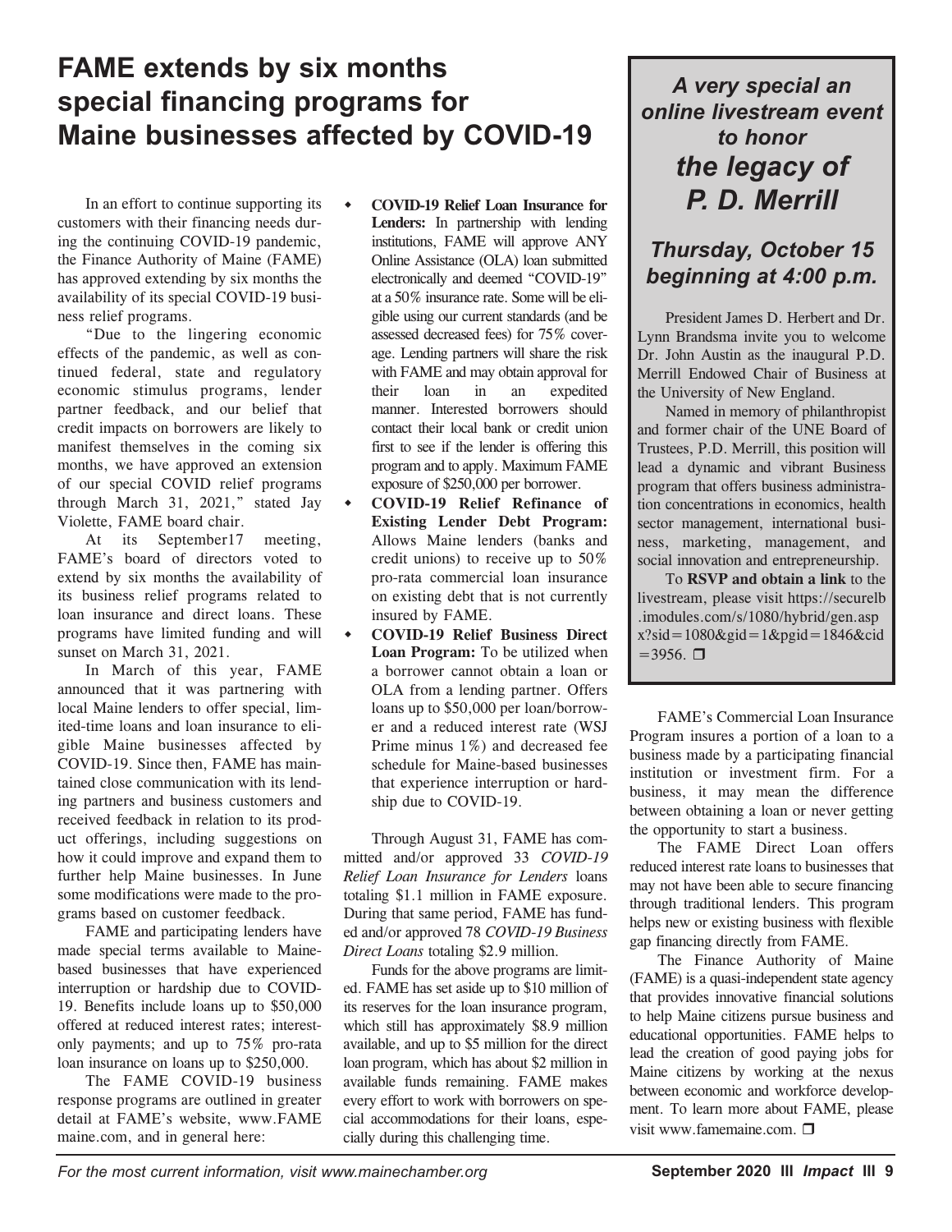# FAME extends by six months special financing programs for Maine businesses affected by COVID-19

In an effort to continue supporting its customers with their financing needs during the continuing COVID-19 pandemic, the Finance Authority of Maine (FAME) has approved extending by six months the availability of its special COVID-19 business relief programs.

"Due to the lingering economic effects of the pandemic, as well as continued federal, state and regulatory economic stimulus programs, lender partner feedback, and our belief that credit impacts on borrowers are likely to manifest themselves in the coming six months, we have approved an extension of our special COVID relief programs through March 31, 2021," stated Jay Violette, FAME board chair.

At its September17 meeting, FAME's board of directors voted to extend by six months the availability of its business relief programs related to loan insurance and direct loans. These programs have limited funding and will sunset on March 31, 2021.

In March of this year, FAME announced that it was partnering with local Maine lenders to offer special, limited-time loans and loan insurance to eligible Maine businesses affected by COVID-19. Since then, FAME has maintained close communication with its lending partners and business customers and received feedback in relation to its product offerings, including suggestions on how it could improve and expand them to further help Maine businesses. In June some modifications were made to the programs based on customer feedback.

FAME and participating lenders have made special terms available to Maine-based businesses that have experienced interruption or hardship due to COVID-19. Benefits include loans up to $50,000 offered at reduced interest rates; interest-only payments; and up to 75% pro-rata loan insurance on loans up to $250,000.

The FAME COVID-19 business response programs are outlined in greater detail at FAME's website, www.FAMEmaine.com, and in general here:

- **COVID-19 Relief Loan Insurance for Lenders:** In partnership with lending institutions, FAME will approve ANY Online Assistance (OLA) loan submitted electronically and deemed "COVID-19" at a 50% insurance rate. Some will be eligible using our current standards (and be assessed decreased fees) for 75% coverage. Lending partners will share the risk with FAME and may obtain approval for their loan in an expedited manner. Interested borrowers should contact their local bank or credit union first to see if the lender is offering this program and to apply. Maximum FAME exposure of $250,000 per borrower.
- **COVID-19 Relief Refinance of Existing Lender Debt Program:** Allows Maine lenders (banks and credit unions) to receive up to 50% pro-rata commercial loan insurance on existing debt that is not currently insured by FAME.
- **COVID-19 Relief Business Direct Loan Program:** To be utilized when a borrower cannot obtain a loan or OLA from a lending partner. Offers loans up to $50,000 per loan/borrower and a reduced interest rate (WSJ Prime minus 1%) and decreased fee schedule for Maine-based businesses that experience interruption or hardship due to COVID-19.

Through August 31, FAME has committed and/or approved 33 *COVID-19 Relief Loan Insurance for Lenders* loans totaling $1.1 million in FAME exposure. During that same period, FAME has funded and/or approved 78 *COVID-19 Business Direct Loans* totaling $2.9 million.

Funds for the above programs are limited. FAME has set aside up to $10 million of its reserves for the loan insurance program, which still has approximately $8.9 million available, and up to $5 million for the direct loan program, which has about $2 million in available funds remaining. FAME makes every effort to work with borrowers on special accommodations for their loans, especially during this challenging time.

FAME's Commercial Loan Insurance Program insures a portion of a loan to a business made by a participating financial institution or investment firm. For a business, it may mean the difference between obtaining a loan or never getting the opportunity to start a business.

The FAME Direct Loan offers reduced interest rate loans to businesses that may not have been able to secure financing through traditional lenders. This program helps new or existing business with flexible gap financing directly from FAME.

The Finance Authority of Maine (FAME) is a quasi-independent state agency that provides innovative financial solutions to help Maine citizens pursue business and educational opportunities. FAME helps to lead the creation of good paying jobs for Maine citizens by working at the nexus between economic and workforce development. To learn more about FAME, please visit www.famemaine.com. ❒

---

***A very special an online livestream event to honor***

## *the legacy of P. D. Merrill*

***Thursday, October 15 beginning at 4:00 p.m.***

President James D. Herbert and Dr. Lynn Brandsma invite you to welcome Dr. John Austin as the inaugural P.D. Merrill Endowed Chair of Business at the University of New England.

Named in memory of philanthropist and former chair of the UNE Board of Trustees, P.D. Merrill, this position will lead a dynamic and vibrant Business program that offers business administration concentrations in economics, health sector management, international business, marketing, management, and social innovation and entrepreneurship.

To **RSVP and obtain a link** to the livestream, please visit https://securelb.imodules.com/s/1080/hybrid/gen.aspx?sid=1080&gid=1&pgid=1846&cid=3956. ❒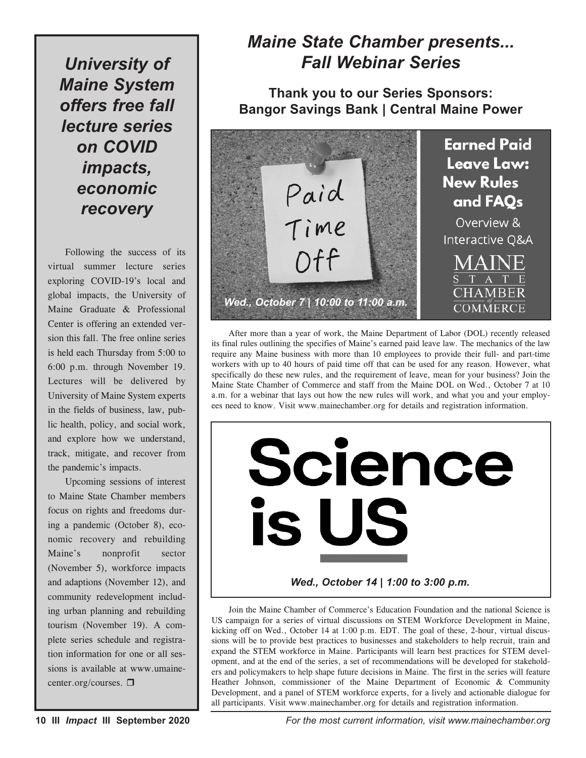## *University of Maine System offers free fall lecture series on COVID impacts, economic recovery*

Following the success of its virtual summer lecture series exploring COVID-19's local and global impacts, the University of Maine Graduate & Professional Center is offering an extended version this fall. The free online series is held each Thursday from 5:00 to 6:00 p.m. through November 19. Lectures will be delivered by University of Maine System experts in the fields of business, law, public health, policy, and social work, and explore how we understand, track, mitigate, and recover from the pandemic's impacts.

Upcoming sessions of interest to Maine State Chamber members focus on rights and freedoms during a pandemic (October 8), economic recovery and rebuilding Maine's nonprofit sector (November 5), workforce impacts and adaptions (November 12), and community redevelopment including urban planning and rebuilding tourism (November 19). A complete series schedule and registration information for one or all sessions is available at www.umainecenter.org/courses. ❐

# *Maine State Chamber presents... Fall Webinar Series*

### Thank you to our Series Sponsors: Bangor Savings Bank | Central Maine Power

Paid Time Off

**Earned Paid Leave Law: New Rules and FAQs**

Overview & Interactive Q&A

MAINE STATE CHAMBER of COMMERCE

***Wed., October 7 | 10:00 to 11:00 a.m.***

After more than a year of work, the Maine Department of Labor (DOL) recently released its final rules outlining the specifics of Maine's earned paid leave law. The mechanics of the law require any Maine business with more than 10 employees to provide their full- and part-time workers with up to 40 hours of paid time off that can be used for any reason. However, what specifically do these new rules, and the requirement of leave, mean for your business? Join the Maine State Chamber of Commerce and staff from the Maine DOL on Wed., October 7 at 10 a.m. for a webinar that lays out how the new rules will work, and what you and your employees need to know. Visit www.mainechamber.org for details and registration information.

**Science is US**

***Wed., October 14 | 1:00 to 3:00 p.m.***

Join the Maine Chamber of Commerce's Education Foundation and the national Science is US campaign for a series of virtual discussions on STEM Workforce Development in Maine, kicking off on Wed., October 14 at 1:00 p.m. EDT. The goal of these, 2-hour, virtual discussions will be to provide best practices to businesses and stakeholders to help recruit, train and expand the STEM workforce in Maine. Participants will learn best practices for STEM development, and at the end of the series, a set of recommendations will be developed for stakeholders and policymakers to help shape future decisions in Maine. The first in the series will feature Heather Johnson, commissioner of the Maine Department of Economic & Community Development, and a panel of STEM workforce experts, for a lively and actionable dialogue for all participants. Visit www.mainechamber.org for details and registration information.

*For the most current information, visit www.mainechamber.org*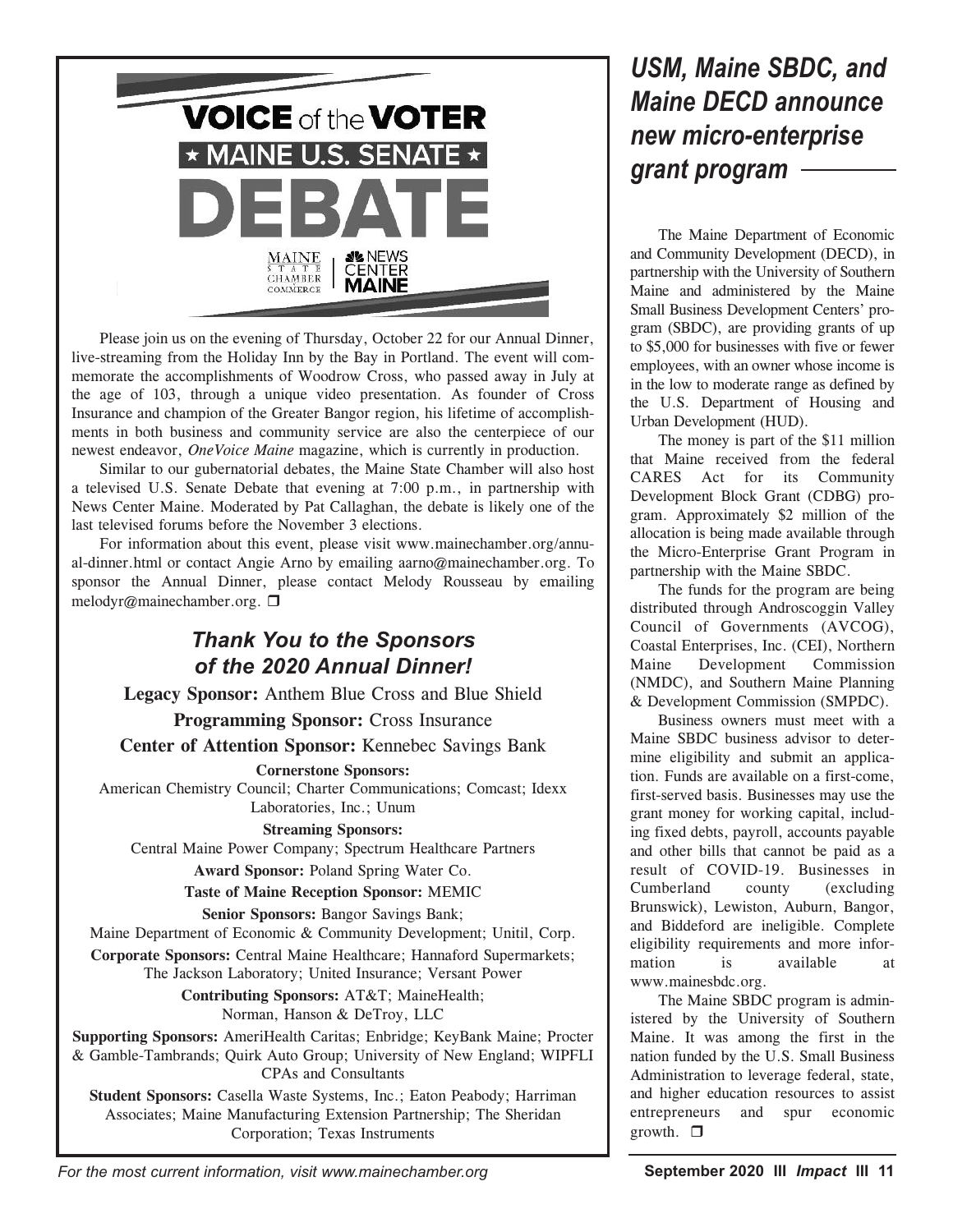# VOICE of the VOTER

## ★ MAINE U.S. SENATE ★

# DEBATE

MAINE STATE CHAMBER COMMERCE | NEWS CENTER MAINE

Please join us on the evening of Thursday, October 22 for our Annual Dinner, live-streaming from the Holiday Inn by the Bay in Portland. The event will commemorate the accomplishments of Woodrow Cross, who passed away in July at the age of 103, through a unique video presentation. As founder of Cross Insurance and champion of the Greater Bangor region, his lifetime of accomplishments in both business and community service are also the centerpiece of our newest endeavor, *OneVoice Maine* magazine, which is currently in production.

Similar to our gubernatorial debates, the Maine State Chamber will also host a televised U.S. Senate Debate that evening at 7:00 p.m., in partnership with News Center Maine. Moderated by Pat Callaghan, the debate is likely one of the last televised forums before the November 3 elections.

For information about this event, please visit www.mainechamber.org/annual-dinner.html or contact Angie Arno by emailing aarno@mainechamber.org. To sponsor the Annual Dinner, please contact Melody Rousseau by emailing melodyr@mainechamber.org. ❒

## *Thank You to the Sponsors of the 2020 Annual Dinner!*

**Legacy Sponsor:** Anthem Blue Cross and Blue Shield

**Programming Sponsor:** Cross Insurance

**Center of Attention Sponsor:** Kennebec Savings Bank

**Cornerstone Sponsors:**
American Chemistry Council; Charter Communications; Comcast; Idexx Laboratories, Inc.; Unum

**Streaming Sponsors:**
Central Maine Power Company; Spectrum Healthcare Partners

**Award Sponsor:** Poland Spring Water Co.

**Taste of Maine Reception Sponsor:** MEMIC

**Senior Sponsors:** Bangor Savings Bank; Maine Department of Economic & Community Development; Unitil, Corp.

**Corporate Sponsors:** Central Maine Healthcare; Hannaford Supermarkets; The Jackson Laboratory; United Insurance; Versant Power

**Contributing Sponsors:** AT&T; MaineHealth; Norman, Hanson & DeTroy, LLC

**Supporting Sponsors:** AmeriHealth Caritas; Enbridge; KeyBank Maine; Procter & Gamble-Tambrands; Quirk Auto Group; University of New England; WIPFLI CPAs and Consultants

**Student Sponsors:** Casella Waste Systems, Inc.; Eaton Peabody; Harriman Associates; Maine Manufacturing Extension Partnership; The Sheridan Corporation; Texas Instruments

## *USM, Maine SBDC, and Maine DECD announce new micro-enterprise grant program*

The Maine Department of Economic and Community Development (DECD), in partnership with the University of Southern Maine and administered by the Maine Small Business Development Centers' program (SBDC), are providing grants of up to $5,000 for businesses with five or fewer employees, with an owner whose income is in the low to moderate range as defined by the U.S. Department of Housing and Urban Development (HUD).

The money is part of the $11 million that Maine received from the federal CARES Act for its Community Development Block Grant (CDBG) program. Approximately $2 million of the allocation is being made available through the Micro-Enterprise Grant Program in partnership with the Maine SBDC.

The funds for the program are being distributed through Androscoggin Valley Council of Governments (AVCOG), Coastal Enterprises, Inc. (CEI), Northern Maine Development Commission (NMDC), and Southern Maine Planning & Development Commission (SMPDC).

Business owners must meet with a Maine SBDC business advisor to determine eligibility and submit an application. Funds are available on a first-come, first-served basis. Businesses may use the grant money for working capital, including fixed debts, payroll, accounts payable and other bills that cannot be paid as a result of COVID-19. Businesses in Cumberland county (excluding Brunswick), Lewiston, Auburn, Bangor, and Biddeford are ineligible. Complete eligibility requirements and more information is available at www.mainesbdc.org.

The Maine SBDC program is administered by the University of Southern Maine. It was among the first in the nation funded by the U.S. Small Business Administration to leverage federal, state, and higher education resources to assist entrepreneurs and spur economic growth. ❒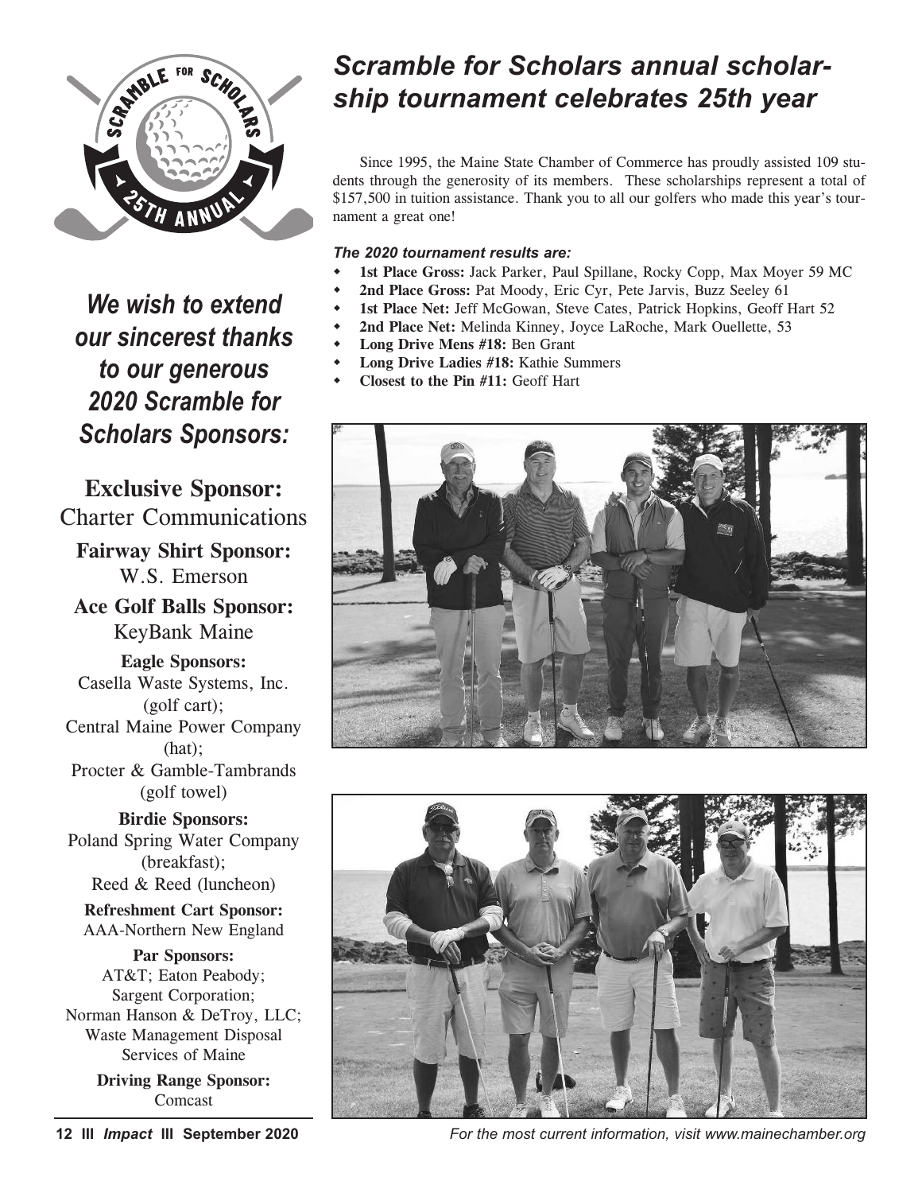# *Scramble for Scholars annual scholarship tournament celebrates 25th year*

Since 1995, the Maine State Chamber of Commerce has proudly assisted 109 students through the generosity of its members. These scholarships represent a total of $157,500 in tuition assistance. Thank you to all our golfers who made this year's tournament a great one!

***The 2020 tournament results are:***

- **1st Place Gross:** Jack Parker, Paul Spillane, Rocky Copp, Max Moyer 59 MC
- **2nd Place Gross:** Pat Moody, Eric Cyr, Pete Jarvis, Buzz Seeley 61
- **1st Place Net:** Jeff McGowan, Steve Cates, Patrick Hopkins, Geoff Hart 52
- **2nd Place Net:** Melinda Kinney, Joyce LaRoche, Mark Ouellette, 53
- **Long Drive Mens #18:** Ben Grant
- **Long Drive Ladies #18:** Kathie Summers
- **Closest to the Pin #11:** Geoff Hart

## *We wish to extend our sincerest thanks to our generous 2020 Scramble for Scholars Sponsors:*

**Exclusive Sponsor:**
Charter Communications

**Fairway Shirt Sponsor:**
W.S. Emerson

**Ace Golf Balls Sponsor:**
KeyBank Maine

**Eagle Sponsors:**
Casella Waste Systems, Inc. (golf cart);
Central Maine Power Company (hat);
Procter & Gamble-Tambrands (golf towel)

**Birdie Sponsors:**
Poland Spring Water Company (breakfast);
Reed & Reed (luncheon)

**Refreshment Cart Sponsor:**
AAA-Northern New England

**Par Sponsors:**
AT&T; Eaton Peabody;
Sargent Corporation;
Norman Hanson & DeTroy, LLC;
Waste Management Disposal Services of Maine

**Driving Range Sponsor:**
Comcast

*For the most current information, visit www.mainechamber.org*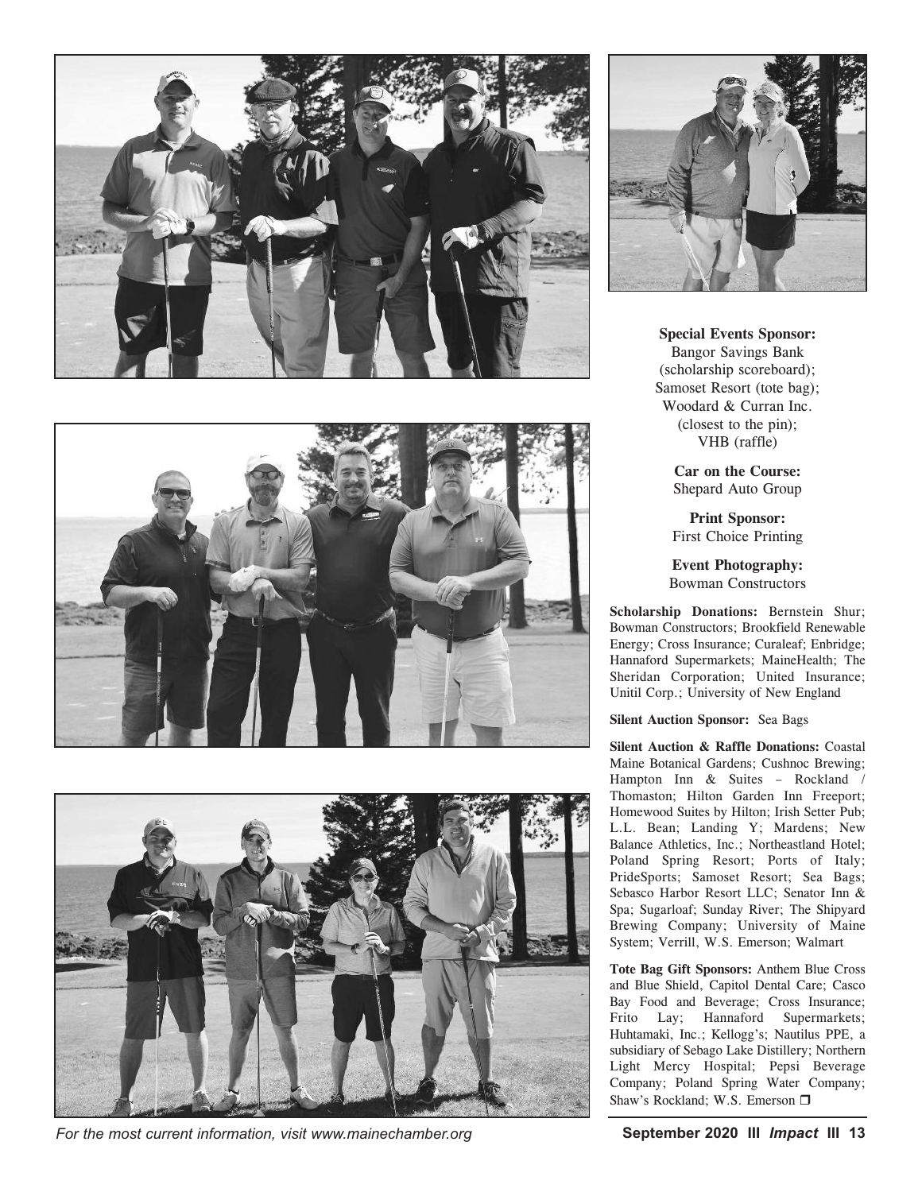**Special Events Sponsor:**
Bangor Savings Bank (scholarship scoreboard); Samoset Resort (tote bag); Woodard & Curran Inc. (closest to the pin); VHB (raffle)

**Car on the Course:**
Shepard Auto Group

**Print Sponsor:**
First Choice Printing

**Event Photography:**
Bowman Constructors

**Scholarship Donations:** Bernstein Shur; Bowman Constructors; Brookfield Renewable Energy; Cross Insurance; Curaleaf; Enbridge; Hannaford Supermarkets; MaineHealth; The Sheridan Corporation; United Insurance; Unitil Corp.; University of New England

**Silent Auction Sponsor:** Sea Bags

**Silent Auction & Raffle Donations:** Coastal Maine Botanical Gardens; Cushnoc Brewing; Hampton Inn & Suites – Rockland / Thomaston; Hilton Garden Inn Freeport; Homewood Suites by Hilton; Irish Setter Pub; L.L. Bean; Landing Y; Mardens; New Balance Athletics, Inc.; Northeastland Hotel; Poland Spring Resort; Ports of Italy; PrideSports; Samoset Resort; Sea Bags; Sebasco Harbor Resort LLC; Senator Inn & Spa; Sugarloaf; Sunday River; The Shipyard Brewing Company; University of Maine System; Verrill, W.S. Emerson; Walmart

**Tote Bag Gift Sponsors:** Anthem Blue Cross and Blue Shield, Capitol Dental Care; Casco Bay Food and Beverage; Cross Insurance; Frito Lay; Hannaford Supermarkets; Huhtamaki, Inc.; Kellogg's; Nautilus PPE, a subsidiary of Sebago Lake Distillery; Northern Light Mercy Hospital; Pepsi Beverage Company; Poland Spring Water Company; Shaw's Rockland; W.S. Emerson ❐

*For the most current information, visit www.mainechamber.org*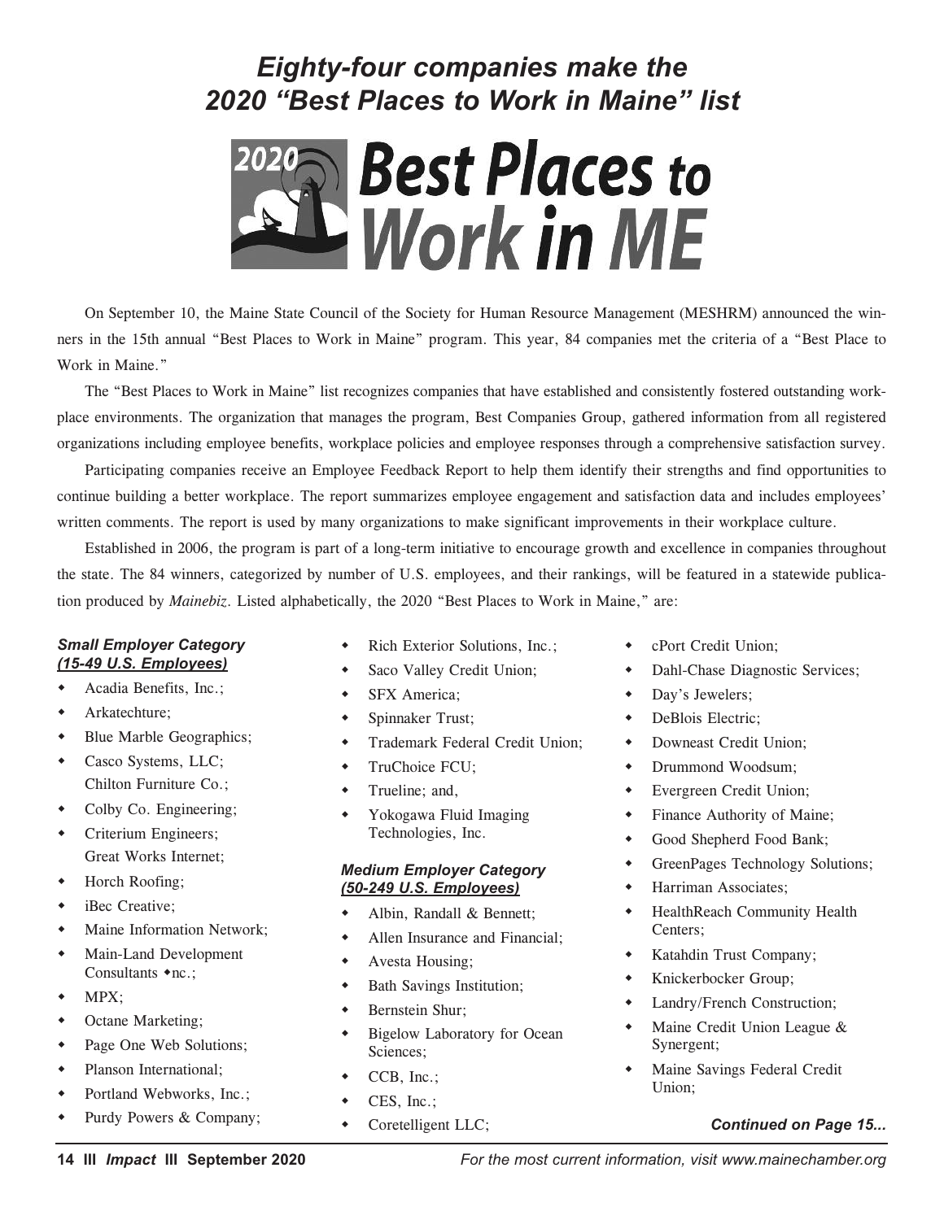# *Eighty-four companies make the 2020 "Best Places to Work in Maine" list*

2020 Best Places to Work in ME

On September 10, the Maine State Council of the Society for Human Resource Management (MESHRM) announced the winners in the 15th annual "Best Places to Work in Maine" program. This year, 84 companies met the criteria of a "Best Place to Work in Maine."

The "Best Places to Work in Maine" list recognizes companies that have established and consistently fostered outstanding workplace environments. The organization that manages the program, Best Companies Group, gathered information from all registered organizations including employee benefits, workplace policies and employee responses through a comprehensive satisfaction survey.

Participating companies receive an Employee Feedback Report to help them identify their strengths and find opportunities to continue building a better workplace. The report summarizes employee engagement and satisfaction data and includes employees' written comments. The report is used by many organizations to make significant improvements in their workplace culture.

Established in 2006, the program is part of a long-term initiative to encourage growth and excellence in companies throughout the state. The 84 winners, categorized by number of U.S. employees, and their rankings, will be featured in a statewide publication produced by *Mainebiz*. Listed alphabetically, the 2020 "Best Places to Work in Maine," are:

***Small Employer Category (15-49 U.S. Employees)***

- Acadia Benefits, Inc.;
- Arkatechture;
- Blue Marble Geographics;
- Casco Systems, LLC; Chilton Furniture Co.;
- Colby Co. Engineering;
- Criterium Engineers; Great Works Internet;
- Horch Roofing;
- iBec Creative;
- Maine Information Network;
- Main-Land Development Consultants •nc.;
- MPX;
- Octane Marketing;
- Page One Web Solutions;
- Planson International;
- Portland Webworks, Inc.;
- Purdy Powers & Company;
- Rich Exterior Solutions, Inc.;
- Saco Valley Credit Union;
- SFX America;
- Spinnaker Trust;
- Trademark Federal Credit Union;
- TruChoice FCU;
- Trueline; and,
- Yokogawa Fluid Imaging Technologies, Inc.

***Medium Employer Category (50-249 U.S. Employees)***

- Albin, Randall & Bennett;
- Allen Insurance and Financial;
- Avesta Housing;
- Bath Savings Institution;
- Bernstein Shur;
- Bigelow Laboratory for Ocean Sciences;
- CCB, Inc.;
- CES, Inc.;
- Coretelligent LLC;
- cPort Credit Union;
- Dahl-Chase Diagnostic Services;
- Day's Jewelers;
- DeBlois Electric;
- Downeast Credit Union;
- Drummond Woodsum;
- Evergreen Credit Union;
- Finance Authority of Maine;
- Good Shepherd Food Bank;
- GreenPages Technology Solutions;
- Harriman Associates;
- HealthReach Community Health Centers;
- Katahdin Trust Company;
- Knickerbocker Group;
- Landry/French Construction;
- Maine Credit Union League & Synergent;
- Maine Savings Federal Credit Union;

***Continued on Page 15...***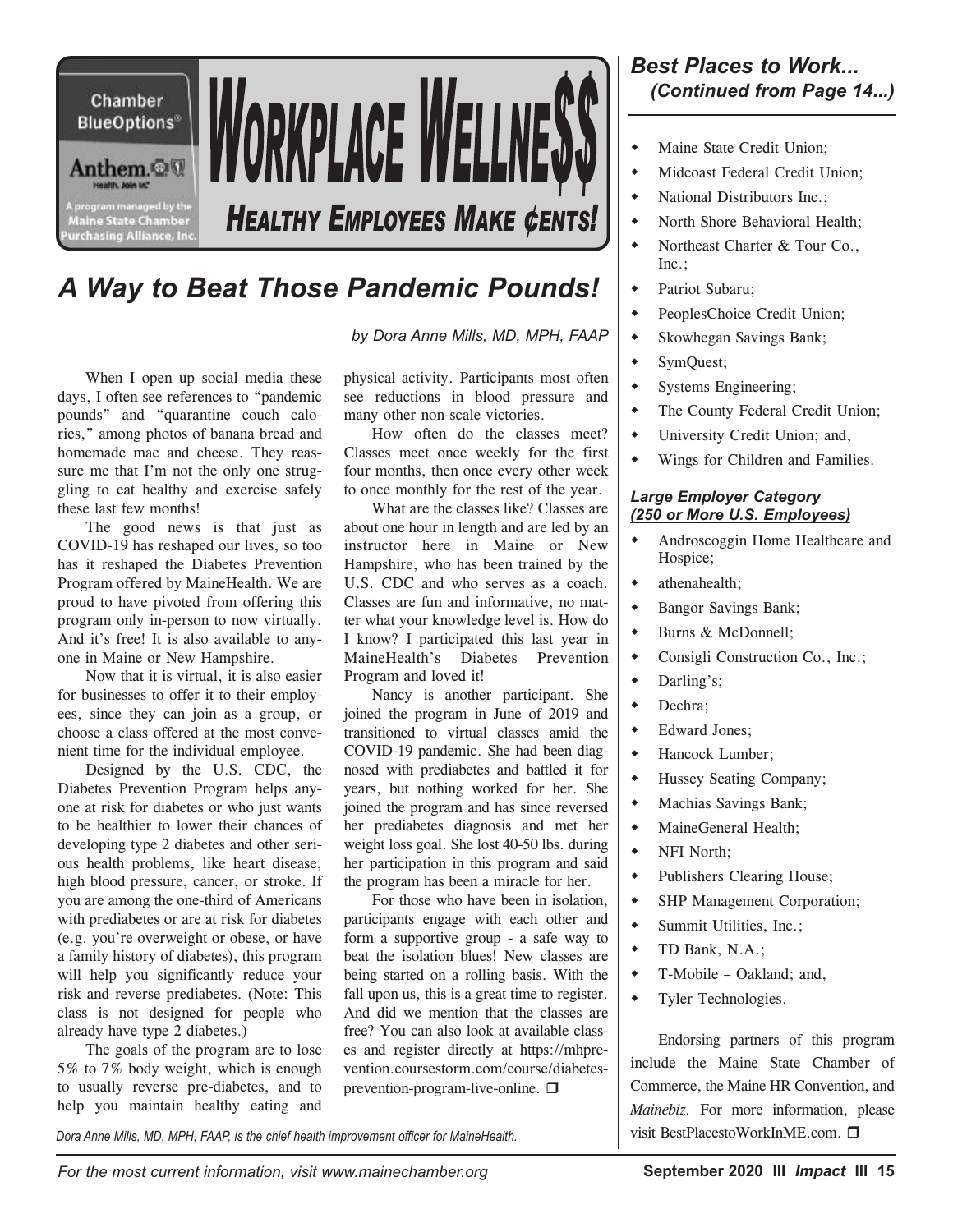Chamber BlueOptions®

Anthem. Health. Join In®

A program managed by the Maine State Chamber Purchasing Alliance, Inc.

# WORKPLACE WELLNE$$

## HEALTHY EMPLOYEES MAKE ¢ENTS!

# A Way to Beat Those Pandemic Pounds!

*by Dora Anne Mills, MD, MPH, FAAP*

When I open up social media these days, I often see references to "pandemic pounds" and "quarantine couch calories," among photos of banana bread and homemade mac and cheese. They reassure me that I'm not the only one struggling to eat healthy and exercise safely these last few months!

The good news is that just as COVID-19 has reshaped our lives, so too has it reshaped the Diabetes Prevention Program offered by MaineHealth. We are proud to have pivoted from offering this program only in-person to now virtually. And it's free! It is also available to anyone in Maine or New Hampshire.

Now that it is virtual, it is also easier for businesses to offer it to their employees, since they can join as a group, or choose a class offered at the most convenient time for the individual employee.

Designed by the U.S. CDC, the Diabetes Prevention Program helps anyone at risk for diabetes or who just wants to be healthier to lower their chances of developing type 2 diabetes and other serious health problems, like heart disease, high blood pressure, cancer, or stroke. If you are among the one-third of Americans with prediabetes or are at risk for diabetes (e.g. you're overweight or obese, or have a family history of diabetes), this program will help you significantly reduce your risk and reverse prediabetes. (Note: This class is not designed for people who already have type 2 diabetes.)

The goals of the program are to lose 5% to 7% body weight, which is enough to usually reverse pre-diabetes, and to help you maintain healthy eating and physical activity. Participants most often see reductions in blood pressure and many other non-scale victories.

How often do the classes meet? Classes meet once weekly for the first four months, then once every other week to once monthly for the rest of the year.

What are the classes like? Classes are about one hour in length and are led by an instructor here in Maine or New Hampshire, who has been trained by the U.S. CDC and who serves as a coach. Classes are fun and informative, no matter what your knowledge level is. How do I know? I participated this last year in MaineHealth's Diabetes Prevention Program and loved it!

Nancy is another participant. She joined the program in June of 2019 and transitioned to virtual classes amid the COVID-19 pandemic. She had been diagnosed with prediabetes and battled it for years, but nothing worked for her. She joined the program and has since reversed her prediabetes diagnosis and met her weight loss goal. She lost 40-50 lbs. during her participation in this program and said the program has been a miracle for her.

For those who have been in isolation, participants engage with each other and form a supportive group - a safe way to beat the isolation blues! New classes are being started on a rolling basis. With the fall upon us, this is a great time to register. And did we mention that the classes are free? You can also look at available classes and register directly at https://mhprevention.coursestorm.com/course/diabetes-prevention-program-live-online. ❒

*Dora Anne Mills, MD, MPH, FAAP, is the chief health improvement officer for MaineHealth.*

## *Best Places to Work... (Continued from Page 14...)*

- Maine State Credit Union;
- Midcoast Federal Credit Union;
- National Distributors Inc.;
- North Shore Behavioral Health;
- Northeast Charter & Tour Co., Inc.;
- Patriot Subaru;
- PeoplesChoice Credit Union;
- Skowhegan Savings Bank;
- SymQuest;
- Systems Engineering;
- The County Federal Credit Union;
- University Credit Union; and,
- Wings for Children and Families.

### *Large Employer Category (250 or More U.S. Employees)*

- Androscoggin Home Healthcare and Hospice;
- athenahealth;
- Bangor Savings Bank;
- Burns & McDonnell;
- Consigli Construction Co., Inc.;
- Darling's;
- Dechra;
- Edward Jones;
- Hancock Lumber;
- Hussey Seating Company;
- Machias Savings Bank;
- MaineGeneral Health;
- NFI North;
- Publishers Clearing House;
- SHP Management Corporation;
- Summit Utilities, Inc.;
- TD Bank, N.A.;
- T-Mobile – Oakland; and,
- Tyler Technologies.

Endorsing partners of this program include the Maine State Chamber of Commerce, the Maine HR Convention, and *Mainebiz*. For more information, please visit BestPlacestoWorkInME.com. ❒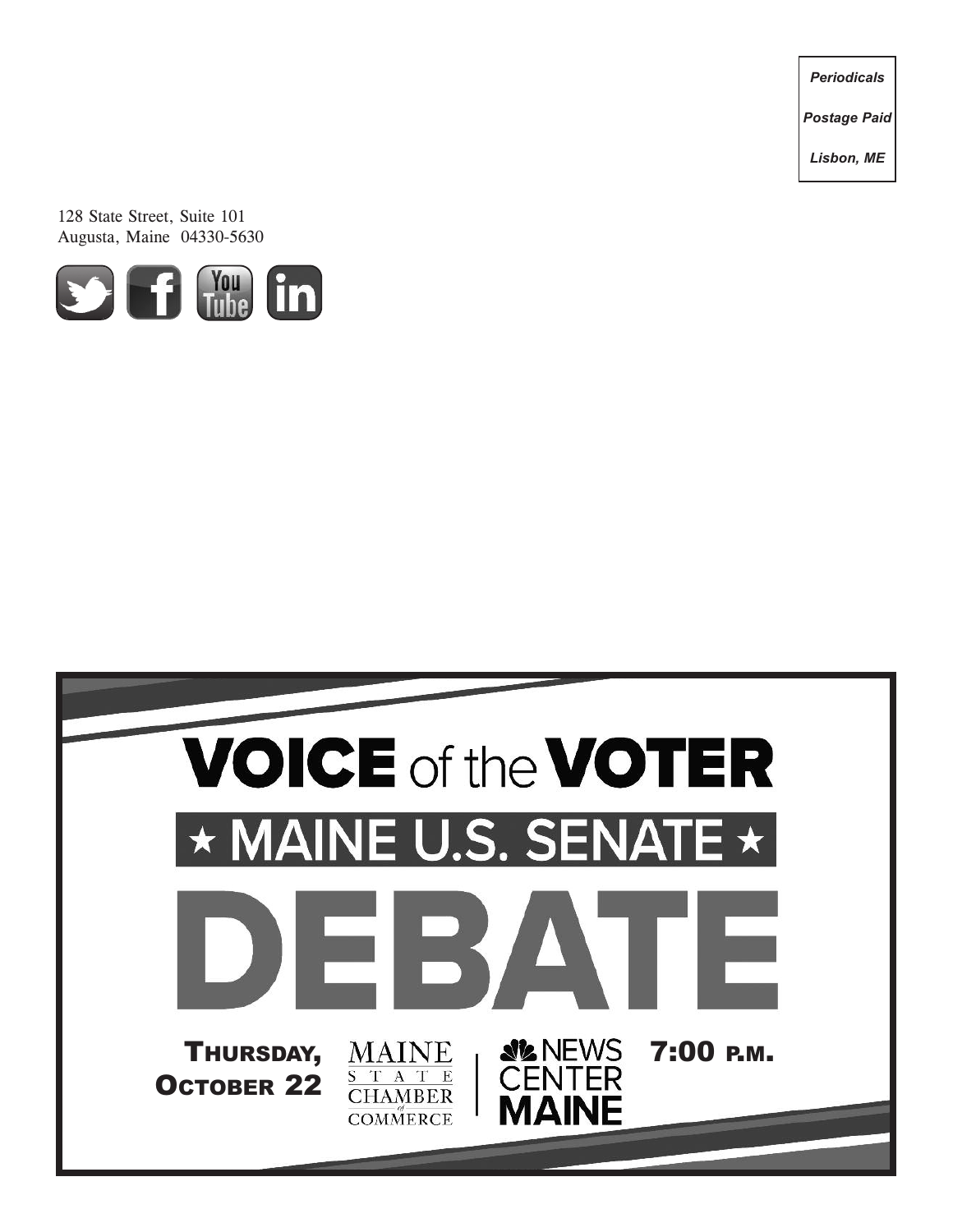Periodicals

Postage Paid

Lisbon, ME

128 State Street, Suite 101
Augusta, Maine 04330-5630

# VOICE of the VOTER

## ★ MAINE U.S. SENATE ★

# DEBATE

**THURSDAY, OCTOBER 22**

MAINE STATE CHAMBER of COMMERCE | NEWS CENTER MAINE

**7:00 P.M.**